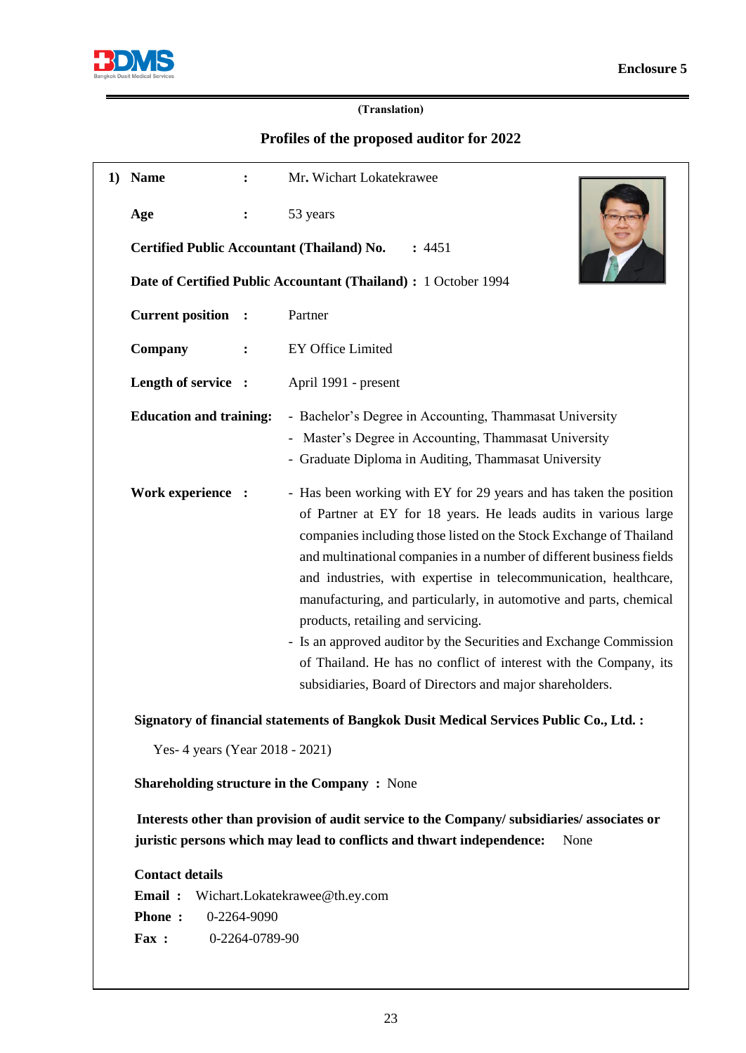Enclosure 5

**(Translation)**

## Profiles of the proposed auditor for 2022

**1) Name** : Mr. Wichart Lokatekrawee

**Age** : 53 years

**Certified Public Accountant (Thailand) No.** : 4451

**Date of Certified Public Accountant (Thailand) :** 1 October 1994

**Current position** : Partner

**Company** : EY Office Limited

**Length of service** : April 1991 - present

**Education and training:**

- Bachelor's Degree in Accounting, Thammasat University
- Master's Degree in Accounting, Thammasat University
- Graduate Diploma in Auditing, Thammasat University

**Work experience** :

- Has been working with EY for 29 years and has taken the position of Partner at EY for 18 years. He leads audits in various large companies including those listed on the Stock Exchange of Thailand and multinational companies in a number of different business fields and industries, with expertise in telecommunication, healthcare, manufacturing, and particularly, in automotive and parts, chemical products, retailing and servicing.
- Is an approved auditor by the Securities and Exchange Commission of Thailand. He has no conflict of interest with the Company, its subsidiaries, Board of Directors and major shareholders.

**Signatory of financial statements of Bangkok Dusit Medical Services Public Co., Ltd. :**

Yes- 4 years (Year 2018 - 2021)

**Shareholding structure in the Company :** None

**Interests other than provision of audit service to the Company/ subsidiaries/ associates or juristic persons which may lead to conflicts and thwart independence:** None

**Contact details**

**Email :** Wichart.Lokatekrawee@th.ey.com

**Phone :** 0-2264-9090

**Fax :** 0-2264-0789-90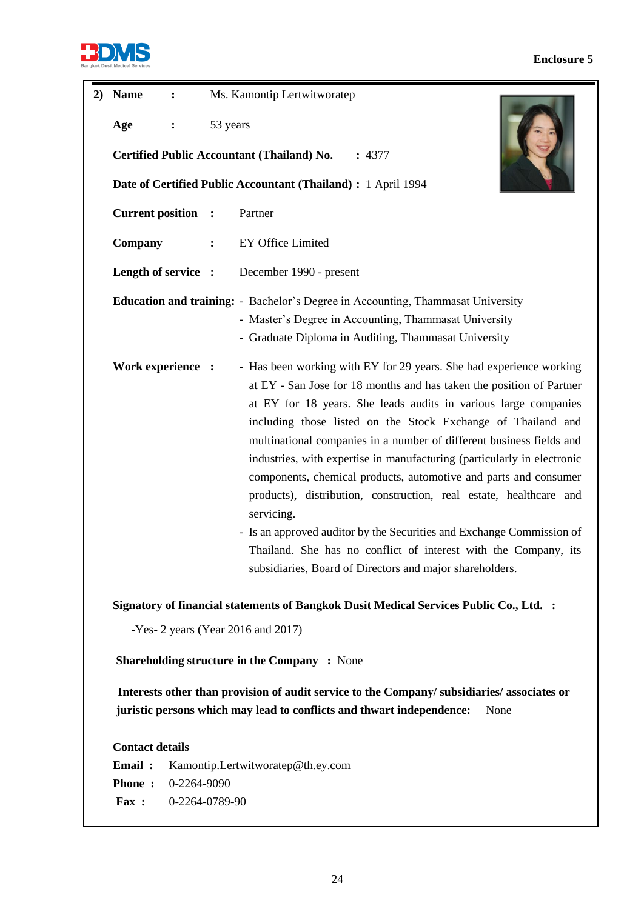**Enclosure 5**

**2) Name** : Ms. Kamontip Lertwitworatep

**Age** : 53 years

**Certified Public Accountant (Thailand) No.** : 4377

**Date of Certified Public Accountant (Thailand) :** 1 April 1994

**Current position** : Partner

**Company** : EY Office Limited

**Length of service** : December 1990 - present

**Education and training:**
- Bachelor's Degree in Accounting, Thammasat University
- Master's Degree in Accounting, Thammasat University
- Graduate Diploma in Auditing, Thammasat University

**Work experience** :
- Has been working with EY for 29 years. She had experience working at EY - San Jose for 18 months and has taken the position of Partner at EY for 18 years. She leads audits in various large companies including those listed on the Stock Exchange of Thailand and multinational companies in a number of different business fields and industries, with expertise in manufacturing (particularly in electronic components, chemical products, automotive and parts and consumer products), distribution, construction, real estate, healthcare and servicing.
- Is an approved auditor by the Securities and Exchange Commission of Thailand. She has no conflict of interest with the Company, its subsidiaries, Board of Directors and major shareholders.

**Signatory of financial statements of Bangkok Dusit Medical Services Public Co., Ltd.** :

-Yes- 2 years (Year 2016 and 2017)

**Shareholding structure in the Company** : None

**Interests other than provision of audit service to the Company/ subsidiaries/ associates or juristic persons which may lead to conflicts and thwart independence:** None

**Contact details**

**Email :** Kamontip.Lertwitworatep@th.ey.com

**Phone :** 0-2264-9090

**Fax :** 0-2264-0789-90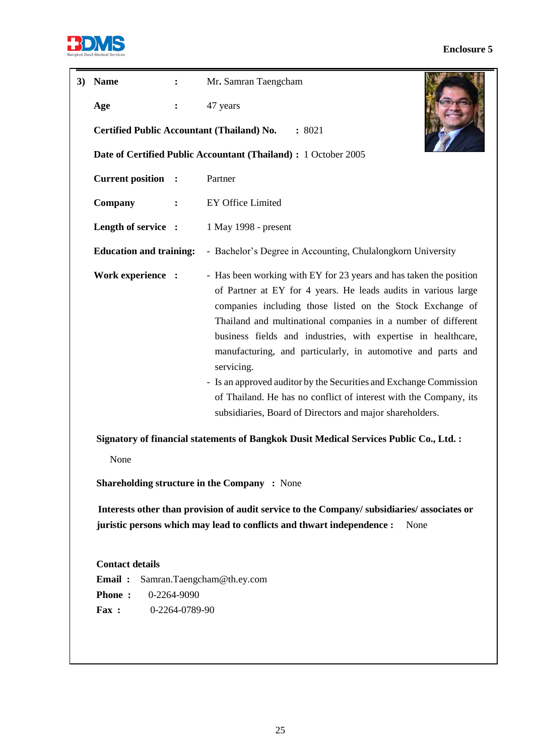**Enclosure 5**

**3) Name** : Mr. Samran Taengcham

**Age** : 47 years

**Certified Public Accountant (Thailand) No.** : 8021

**Date of Certified Public Accountant (Thailand) :** 1 October 2005

**Current position** : Partner

**Company** : EY Office Limited

**Length of service** : 1 May 1998 - present

**Education and training:** - Bachelor's Degree in Accounting, Chulalongkorn University

**Work experience** :

- Has been working with EY for 23 years and has taken the position of Partner at EY for 4 years. He leads audits in various large companies including those listed on the Stock Exchange of Thailand and multinational companies in a number of different business fields and industries, with expertise in healthcare, manufacturing, and particularly, in automotive and parts and servicing.
- Is an approved auditor by the Securities and Exchange Commission of Thailand. He has no conflict of interest with the Company, its subsidiaries, Board of Directors and major shareholders.

**Signatory of financial statements of Bangkok Dusit Medical Services Public Co., Ltd. :**

None

**Shareholding structure in the Company** : None

**Interests other than provision of audit service to the Company/ subsidiaries/ associates or juristic persons which may lead to conflicts and thwart independence :** None

**Contact details**

**Email :** Samran.Taengcham@th.ey.com

**Phone :** 0-2264-9090

**Fax :** 0-2264-0789-90